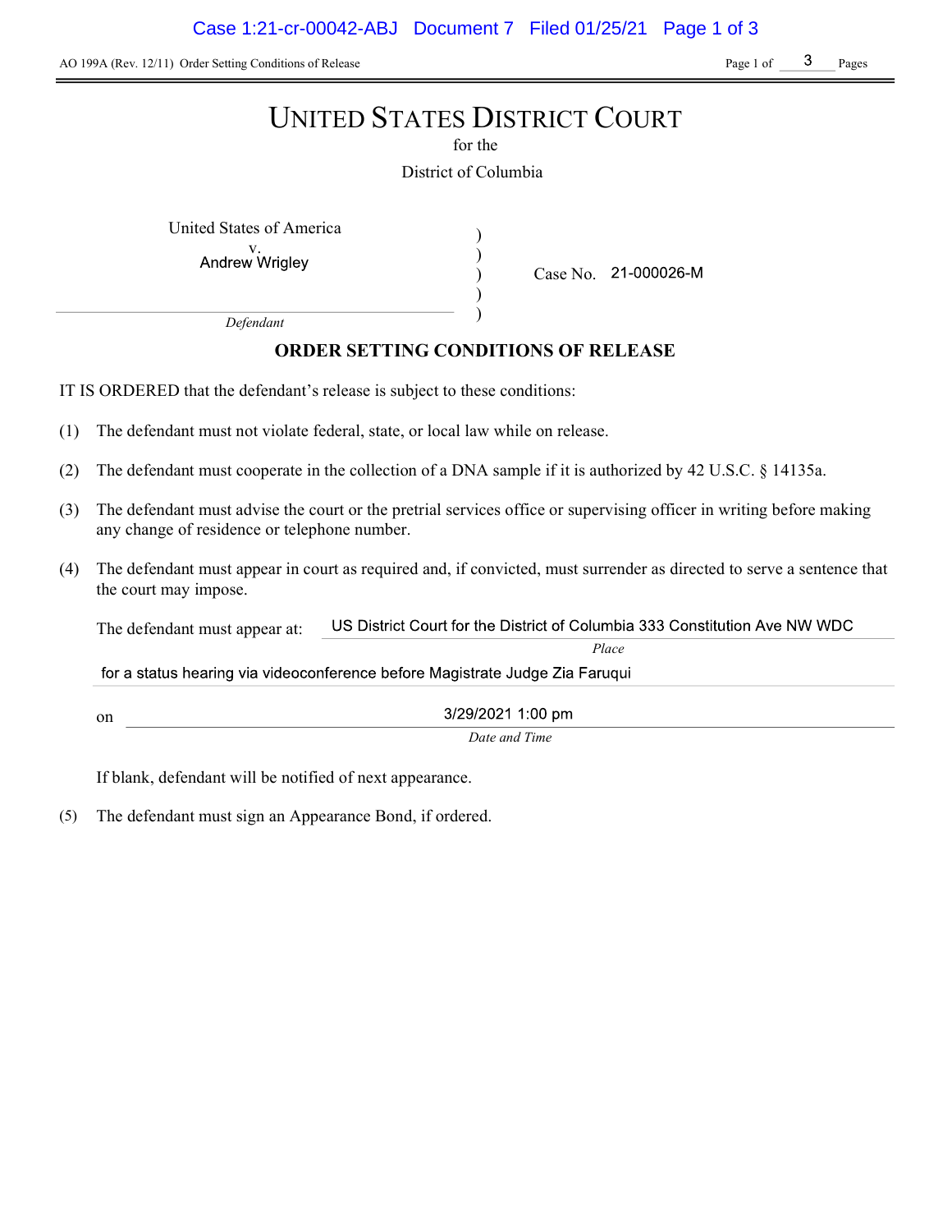# UNITED STATES DISTRICT COURT

for the

District of Columbia

United States of America
v.
Andrew Wrigley

*Defendant*

Case No. 21-000026-M

## ORDER SETTING CONDITIONS OF RELEASE

IT IS ORDERED that the defendant's release is subject to these conditions:

(1) The defendant must not violate federal, state, or local law while on release.

(2) The defendant must cooperate in the collection of a DNA sample if it is authorized by 42 U.S.C. § 14135a.

(3) The defendant must advise the court or the pretrial services office or supervising officer in writing before making any change of residence or telephone number.

(4) The defendant must appear in court as required and, if convicted, must surrender as directed to serve a sentence that the court may impose.

The defendant must appear at: US District Court for the District of Columbia 333 Constitution Ave NW WDC
*Place*

for a status hearing via videoconference before Magistrate Judge Zia Faruqui

on 3/29/2021 1:00 pm
*Date and Time*

If blank, defendant will be notified of next appearance.

(5) The defendant must sign an Appearance Bond, if ordered.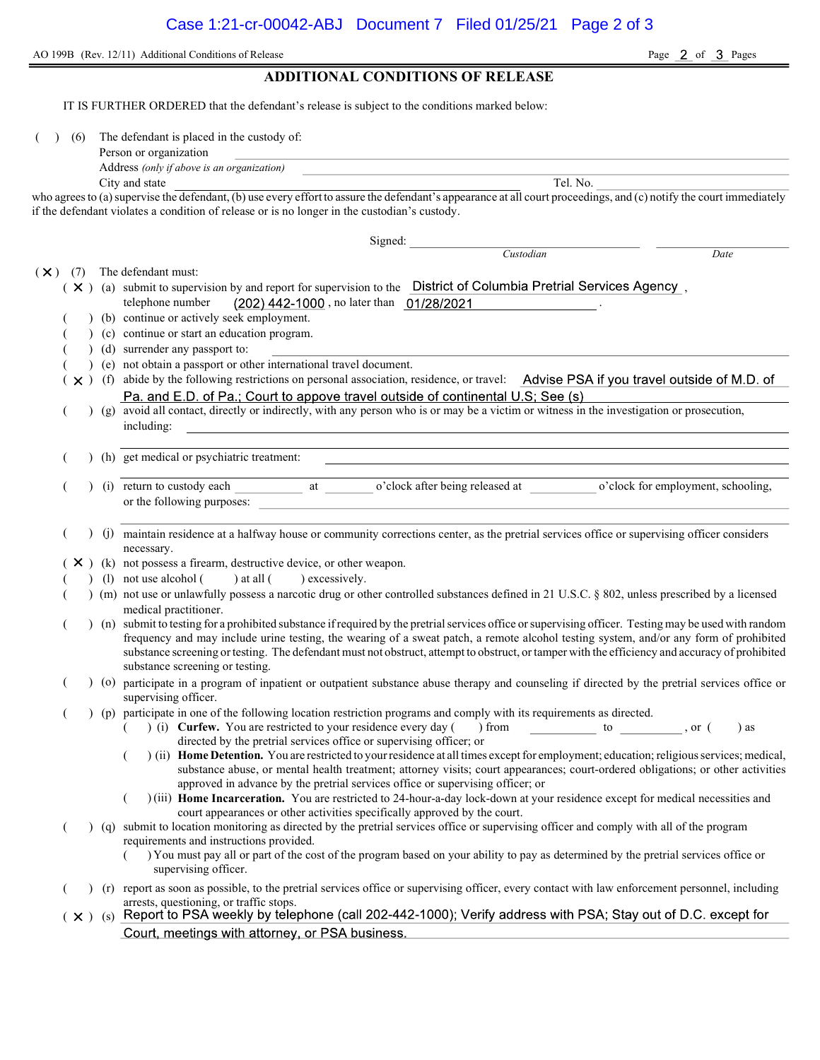AO 199B (Rev. 12/11) Additional Conditions of Release

## ADDITIONAL CONDITIONS OF RELEASE

IT IS FURTHER ORDERED that the defendant's release is subject to the conditions marked below:

( ) (6) The defendant is placed in the custody of:

Person or organization \_\_\_\_\_\_\_\_\_\_\_\_\_\_\_\_\_\_\_\_

Address *(only if above is an organization)* \_\_\_\_\_\_\_\_\_\_\_\_\_\_\_\_\_\_\_\_

City and state \_\_\_\_\_\_\_\_\_\_\_\_\_\_\_\_\_\_\_\_ Tel. No. \_\_\_\_\_\_\_\_\_\_

who agrees to (a) supervise the defendant, (b) use every effort to assure the defendant's appearance at all court proceedings, and (c) notify the court immediately if the defendant violates a condition of release or is no longer in the custodian's custody.

Signed: \_\_\_\_\_\_\_\_\_\_\_\_\_\_\_\_\_\_\_\_ \_\_\_\_\_\_\_\_\_\_

*Custodian* *Date*

( X ) (7) The defendant must:

- ( X ) (a) submit to supervision by and report for supervision to the District of Columbia Pretrial Services Agency, telephone number (202) 442-1000, no later than 01/28/2021.
- ( ) (b) continue or actively seek employment.
- ( ) (c) continue or start an education program.
- ( ) (d) surrender any passport to: \_\_\_\_\_\_\_\_\_\_
- ( ) (e) not obtain a passport or other international travel document.
- ( X ) (f) abide by the following restrictions on personal association, residence, or travel: Advise PSA if you travel outside of M.D. of Pa. and E.D. of Pa.; Court to appove travel outside of continental U.S; See (s)
- ( ) (g) avoid all contact, directly or indirectly, with any person who is or may be a victim or witness in the investigation or prosecution, including: \_\_\_\_\_\_\_\_\_\_
- ( ) (h) get medical or psychiatric treatment: \_\_\_\_\_\_\_\_\_\_
- ( ) (i) return to custody each \_\_\_\_\_\_ at \_\_\_\_\_\_ o'clock after being released at \_\_\_\_\_\_ o'clock for employment, schooling, or the following purposes: \_\_\_\_\_\_\_\_\_\_
- ( ) (j) maintain residence at a halfway house or community corrections center, as the pretrial services office or supervising officer considers necessary.
- ( X ) (k) not possess a firearm, destructive device, or other weapon.
- ( ) (l) not use alcohol ( ) at all ( ) excessively.
- ( ) (m) not use or unlawfully possess a narcotic drug or other controlled substances defined in 21 U.S.C. § 802, unless prescribed by a licensed medical practitioner.
- ( ) (n) submit to testing for a prohibited substance if required by the pretrial services office or supervising officer. Testing may be used with random frequency and may include urine testing, the wearing of a sweat patch, a remote alcohol testing system, and/or any form of prohibited substance screening or testing. The defendant must not obstruct, attempt to obstruct, or tamper with the efficiency and accuracy of prohibited substance screening or testing.
- ( ) (o) participate in a program of inpatient or outpatient substance abuse therapy and counseling if directed by the pretrial services office or supervising officer.
- ( ) (p) participate in one of the following location restriction programs and comply with its requirements as directed.
  - ( ) (i) **Curfew.** You are restricted to your residence every day ( ) from \_\_\_\_\_\_ to \_\_\_\_\_\_, or ( ) as directed by the pretrial services office or supervising officer; or
  - ( ) (ii) **Home Detention.** You are restricted to your residence at all times except for employment; education; religious services; medical, substance abuse, or mental health treatment; attorney visits; court appearances; court-ordered obligations; or other activities approved in advance by the pretrial services office or supervising officer; or
  - ( ) (iii) **Home Incarceration.** You are restricted to 24-hour-a-day lock-down at your residence except for medical necessities and court appearances or other activities specifically approved by the court.
- ( ) (q) submit to location monitoring as directed by the pretrial services office or supervising officer and comply with all of the program requirements and instructions provided.
  - ( ) You must pay all or part of the cost of the program based on your ability to pay as determined by the pretrial services office or supervising officer.
- ( ) (r) report as soon as possible, to the pretrial services office or supervising officer, every contact with law enforcement personnel, including arrests, questioning, or traffic stops.
- ( X ) (s) Report to PSA weekly by telephone (call 202-442-1000); Verify address with PSA; Stay out of D.C. except for Court, meetings with attorney, or PSA business.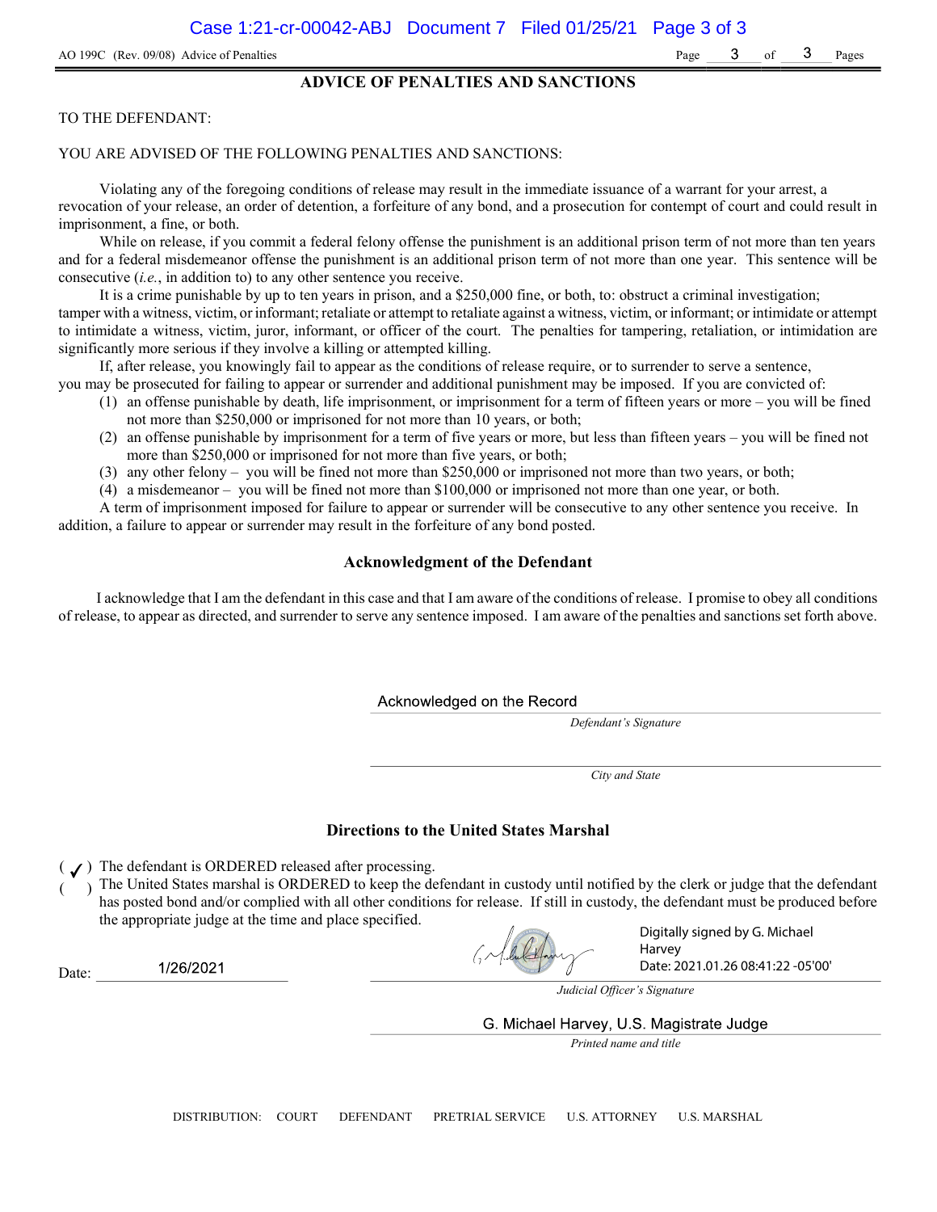AO 199C (Rev. 09/08) Advice of Penalties

## ADVICE OF PENALTIES AND SANCTIONS

TO THE DEFENDANT:

YOU ARE ADVISED OF THE FOLLOWING PENALTIES AND SANCTIONS:

Violating any of the foregoing conditions of release may result in the immediate issuance of a warrant for your arrest, a revocation of your release, an order of detention, a forfeiture of any bond, and a prosecution for contempt of court and could result in imprisonment, a fine, or both.

While on release, if you commit a federal felony offense the punishment is an additional prison term of not more than ten years and for a federal misdemeanor offense the punishment is an additional prison term of not more than one year. This sentence will be consecutive (*i.e.*, in addition to) to any other sentence you receive.

It is a crime punishable by up to ten years in prison, and a $250,000 fine, or both, to: obstruct a criminal investigation; tamper with a witness, victim, or informant; retaliate or attempt to retaliate against a witness, victim, or informant; or intimidate or attempt to intimidate a witness, victim, juror, informant, or officer of the court. The penalties for tampering, retaliation, or intimidation are significantly more serious if they involve a killing or attempted killing.

If, after release, you knowingly fail to appear as the conditions of release require, or to surrender to serve a sentence, you may be prosecuted for failing to appear or surrender and additional punishment may be imposed. If you are convicted of:

(1) an offense punishable by death, life imprisonment, or imprisonment for a term of fifteen years or more – you will be fined not more than $250,000 or imprisoned for not more than 10 years, or both;
(2) an offense punishable by imprisonment for a term of five years or more, but less than fifteen years – you will be fined not more than $250,000 or imprisoned for not more than five years, or both;
(3) any other felony – you will be fined not more than $250,000 or imprisoned not more than two years, or both;
(4) a misdemeanor – you will be fined not more than $100,000 or imprisoned not more than one year, or both.

A term of imprisonment imposed for failure to appear or surrender will be consecutive to any other sentence you receive. In addition, a failure to appear or surrender may result in the forfeiture of any bond posted.

### Acknowledgment of the Defendant

I acknowledge that I am the defendant in this case and that I am aware of the conditions of release. I promise to obey all conditions of release, to appear as directed, and surrender to serve any sentence imposed. I am aware of the penalties and sanctions set forth above.

Acknowledged on the Record
*Defendant's Signature*

*City and State*

### Directions to the United States Marshal

( ✓ ) The defendant is ORDERED released after processing.
(   ) The United States marshal is ORDERED to keep the defendant in custody until notified by the clerk or judge that the defendant has posted bond and/or complied with all other conditions for release. If still in custody, the defendant must be produced before the appropriate judge at the time and place specified.

Date: 1/26/2021

Digitally signed by G. Michael Harvey
Date: 2021.01.26 08:41:22 -05'00'
*Judicial Officer's Signature*

G. Michael Harvey, U.S. Magistrate Judge
*Printed name and title*

DISTRIBUTION: COURT DEFENDANT PRETRIAL SERVICE U.S. ATTORNEY U.S. MARSHAL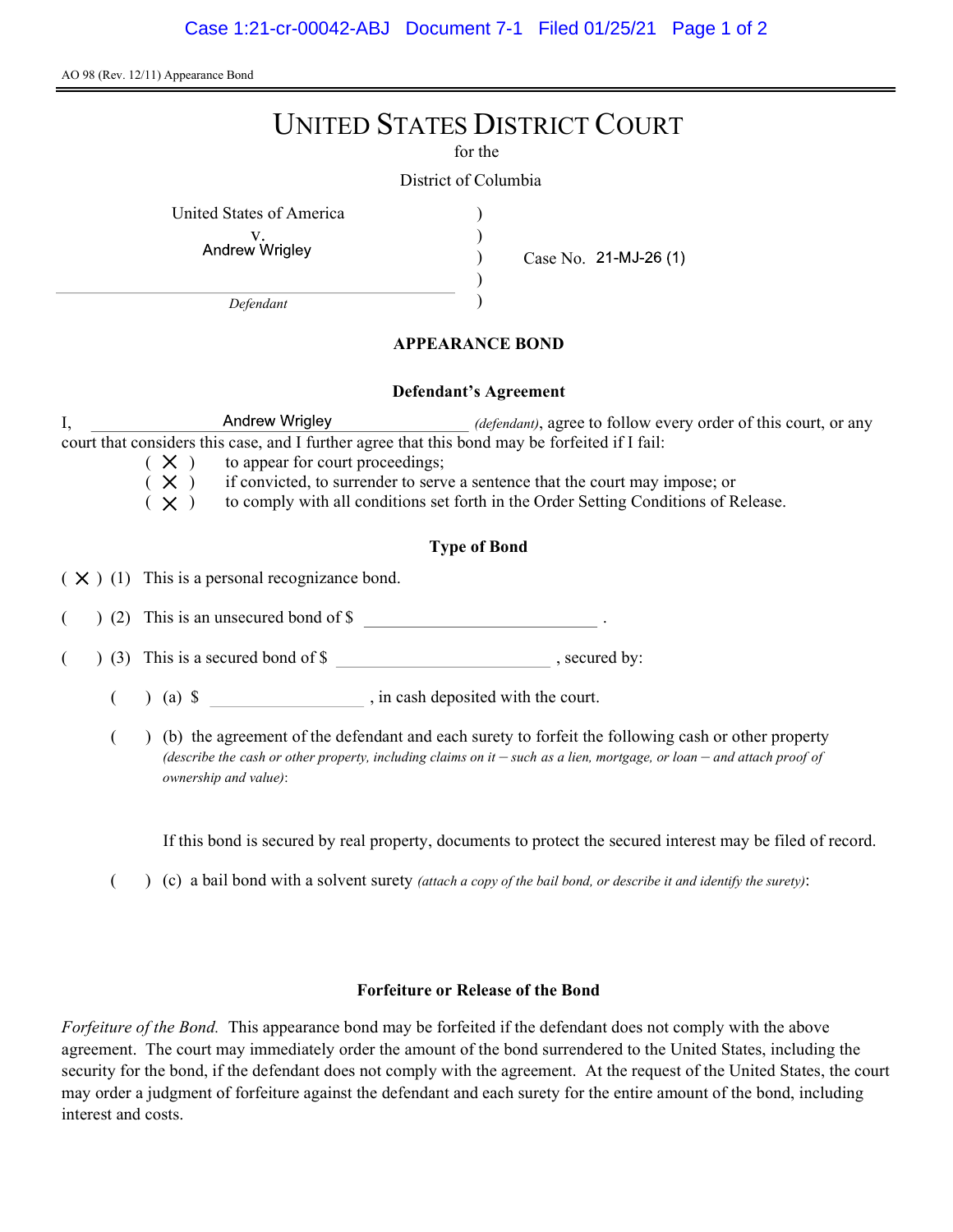AO 98 (Rev. 12/11) Appearance Bond

# UNITED STATES DISTRICT COURT

for the

District of Columbia

United States of America
v.
Andrew Wrigley
*Defendant*

Case No. 21-MJ-26 (1)

## APPEARANCE BOND

### Defendant's Agreement

I, Andrew Wrigley *(defendant)*, agree to follow every order of this court, or any court that considers this case, and I further agree that this bond may be forfeited if I fail:

( X ) to appear for court proceedings;
( X ) if convicted, to surrender to serve a sentence that the court may impose; or
( X ) to comply with all conditions set forth in the Order Setting Conditions of Release.

### Type of Bond

( X ) (1) This is a personal recognizance bond.

(   ) (2) This is an unsecured bond of $ ____________ .

(   ) (3) This is a secured bond of $ ____________ , secured by:

(   ) (a) $ ____________ , in cash deposited with the court.

(   ) (b) the agreement of the defendant and each surety to forfeit the following cash or other property *(describe the cash or other property, including claims on it – such as a lien, mortgage, or loan – and attach proof of ownership and value)*:

If this bond is secured by real property, documents to protect the secured interest may be filed of record.

(   ) (c) a bail bond with a solvent surety *(attach a copy of the bail bond, or describe it and identify the surety)*:

### Forfeiture or Release of the Bond

*Forfeiture of the Bond.* This appearance bond may be forfeited if the defendant does not comply with the above agreement. The court may immediately order the amount of the bond surrendered to the United States, including the security for the bond, if the defendant does not comply with the agreement. At the request of the United States, the court may order a judgment of forfeiture against the defendant and each surety for the entire amount of the bond, including interest and costs.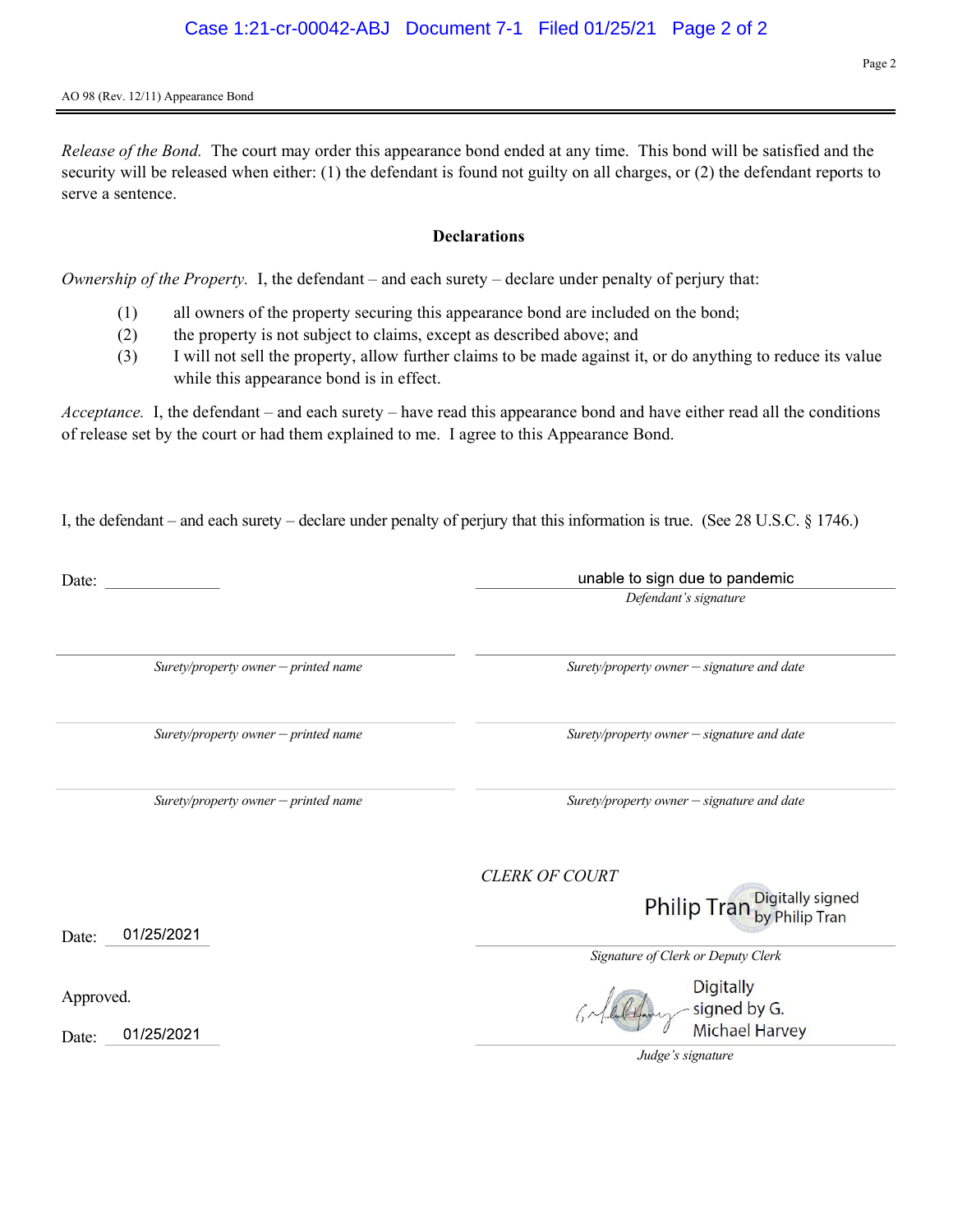AO 98 (Rev. 12/11) Appearance Bond

*Release of the Bond.* The court may order this appearance bond ended at any time. This bond will be satisfied and the security will be released when either: (1) the defendant is found not guilty on all charges, or (2) the defendant reports to serve a sentence.

**Declarations**

*Ownership of the Property.* I, the defendant – and each surety – declare under penalty of perjury that:

(1) all owners of the property securing this appearance bond are included on the bond;
(2) the property is not subject to claims, except as described above; and
(3) I will not sell the property, allow further claims to be made against it, or do anything to reduce its value while this appearance bond is in effect.

*Acceptance.* I, the defendant – and each surety – have read this appearance bond and have either read all the conditions of release set by the court or had them explained to me. I agree to this Appearance Bond.

I, the defendant – and each surety – declare under penalty of perjury that this information is true. (See 28 U.S.C. § 1746.)

Date: ______________

unable to sign due to pandemic
*Defendant's signature*

_______________ *Surety/property owner – printed name* _______________ *Surety/property owner – signature and date*

_______________ *Surety/property owner – printed name* _______________ *Surety/property owner – signature and date*

_______________ *Surety/property owner – printed name* _______________ *Surety/property owner – signature and date*

*CLERK OF COURT*

Date: 01/25/2021

Philip Tran Digitally signed by Philip Tran
*Signature of Clerk or Deputy Clerk*

Approved.

Date: 01/25/2021

Digitally signed by G. Michael Harvey
*Judge's signature*